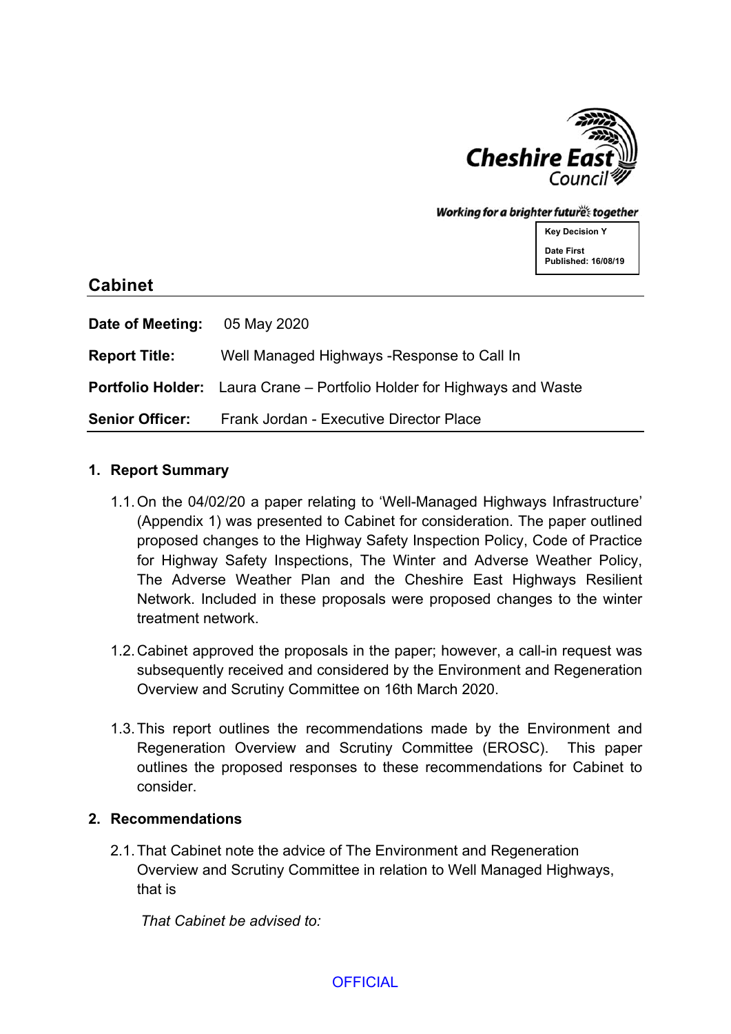Cheshire East Council

Working for a brighter futures together

**Key Decision Y**

**Date First Published: 16/08/19**

## Cabinet

**Date of Meeting:** 05 May 2020

**Report Title:** Well Managed Highways -Response to Call In

**Portfolio Holder:** Laura Crane – Portfolio Holder for Highways and Waste

**Senior Officer:** Frank Jordan - Executive Director Place

### 1. Report Summary

1.1. On the 04/02/20 a paper relating to 'Well-Managed Highways Infrastructure' (Appendix 1) was presented to Cabinet for consideration. The paper outlined proposed changes to the Highway Safety Inspection Policy, Code of Practice for Highway Safety Inspections, The Winter and Adverse Weather Policy, The Adverse Weather Plan and the Cheshire East Highways Resilient Network. Included in these proposals were proposed changes to the winter treatment network.

1.2. Cabinet approved the proposals in the paper; however, a call-in request was subsequently received and considered by the Environment and Regeneration Overview and Scrutiny Committee on 16th March 2020.

1.3. This report outlines the recommendations made by the Environment and Regeneration Overview and Scrutiny Committee (EROSC). This paper outlines the proposed responses to these recommendations for Cabinet to consider.

### 2. Recommendations

2.1. That Cabinet note the advice of The Environment and Regeneration Overview and Scrutiny Committee in relation to Well Managed Highways, that is

*That Cabinet be advised to:*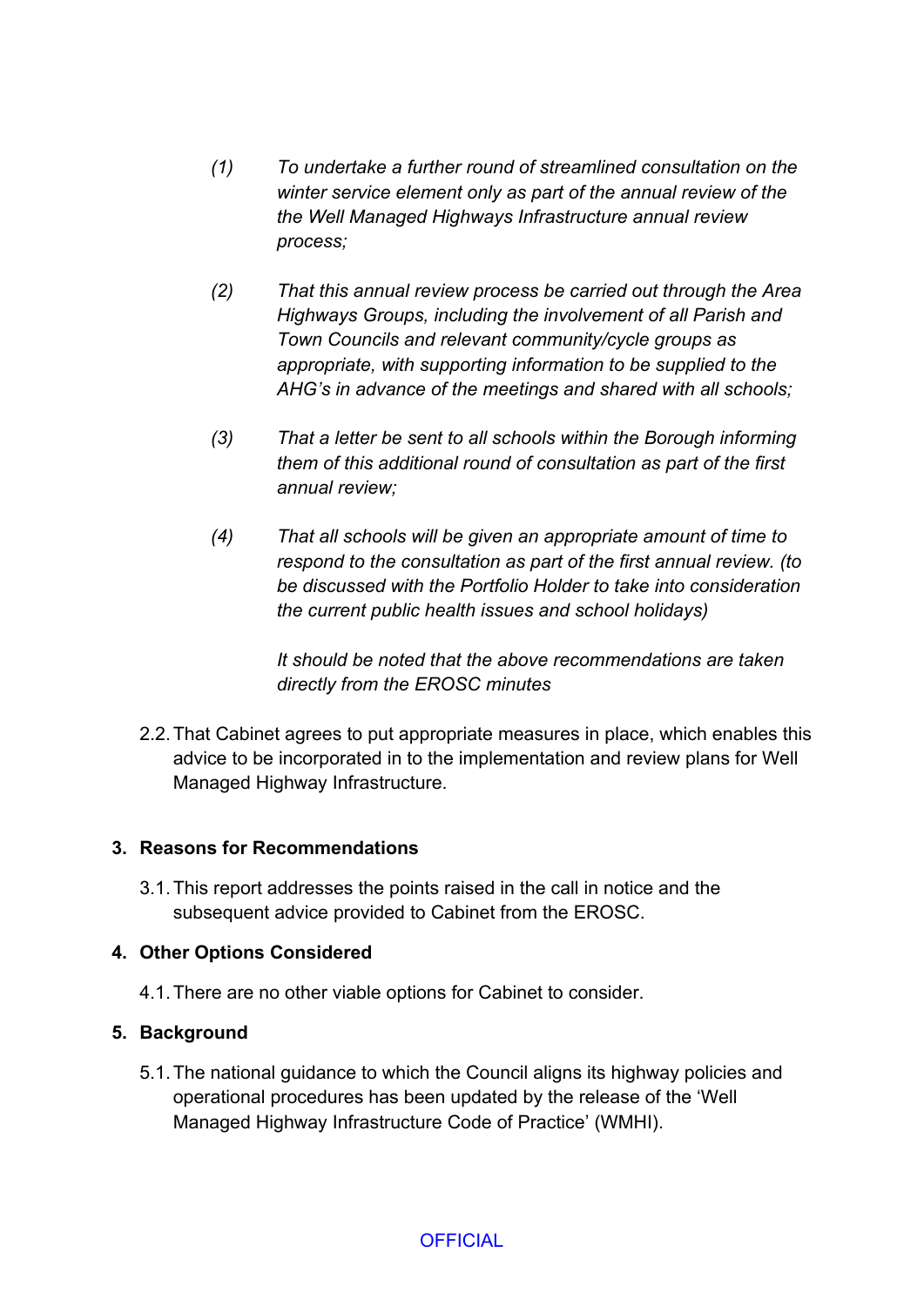*(1) To undertake a further round of streamlined consultation on the winter service element only as part of the annual review of the the Well Managed Highways Infrastructure annual review process;*

*(2) That this annual review process be carried out through the Area Highways Groups, including the involvement of all Parish and Town Councils and relevant community/cycle groups as appropriate, with supporting information to be supplied to the AHG's in advance of the meetings and shared with all schools;*

*(3) That a letter be sent to all schools within the Borough informing them of this additional round of consultation as part of the first annual review;*

*(4) That all schools will be given an appropriate amount of time to respond to the consultation as part of the first annual review. (to be discussed with the Portfolio Holder to take into consideration the current public health issues and school holidays)*

*It should be noted that the above recommendations are taken directly from the EROSC minutes*

2.2. That Cabinet agrees to put appropriate measures in place, which enables this advice to be incorporated in to the implementation and review plans for Well Managed Highway Infrastructure.

## 3. Reasons for Recommendations

3.1. This report addresses the points raised in the call in notice and the subsequent advice provided to Cabinet from the EROSC.

## 4. Other Options Considered

4.1. There are no other viable options for Cabinet to consider.

## 5. Background

5.1. The national guidance to which the Council aligns its highway policies and operational procedures has been updated by the release of the 'Well Managed Highway Infrastructure Code of Practice' (WMHI).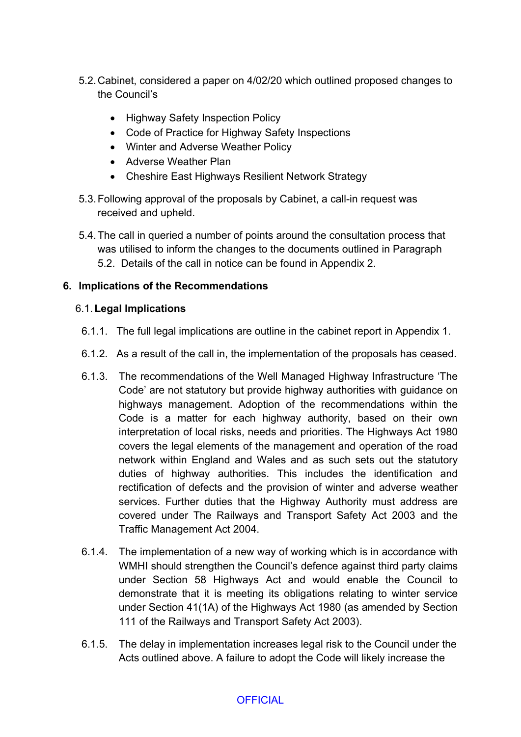5.2. Cabinet, considered a paper on 4/02/20 which outlined proposed changes to the Council's

- Highway Safety Inspection Policy
- Code of Practice for Highway Safety Inspections
- Winter and Adverse Weather Policy
- Adverse Weather Plan
- Cheshire East Highways Resilient Network Strategy

5.3. Following approval of the proposals by Cabinet, a call-in request was received and upheld.

5.4. The call in queried a number of points around the consultation process that was utilised to inform the changes to the documents outlined in Paragraph 5.2. Details of the call in notice can be found in Appendix 2.

## 6. Implications of the Recommendations

### 6.1. Legal Implications

6.1.1. The full legal implications are outline in the cabinet report in Appendix 1.

6.1.2. As a result of the call in, the implementation of the proposals has ceased.

6.1.3. The recommendations of the Well Managed Highway Infrastructure 'The Code' are not statutory but provide highway authorities with guidance on highways management. Adoption of the recommendations within the Code is a matter for each highway authority, based on their own interpretation of local risks, needs and priorities. The Highways Act 1980 covers the legal elements of the management and operation of the road network within England and Wales and as such sets out the statutory duties of highway authorities. This includes the identification and rectification of defects and the provision of winter and adverse weather services. Further duties that the Highway Authority must address are covered under The Railways and Transport Safety Act 2003 and the Traffic Management Act 2004.

6.1.4. The implementation of a new way of working which is in accordance with WMHI should strengthen the Council's defence against third party claims under Section 58 Highways Act and would enable the Council to demonstrate that it is meeting its obligations relating to winter service under Section 41(1A) of the Highways Act 1980 (as amended by Section 111 of the Railways and Transport Safety Act 2003).

6.1.5. The delay in implementation increases legal risk to the Council under the Acts outlined above. A failure to adopt the Code will likely increase the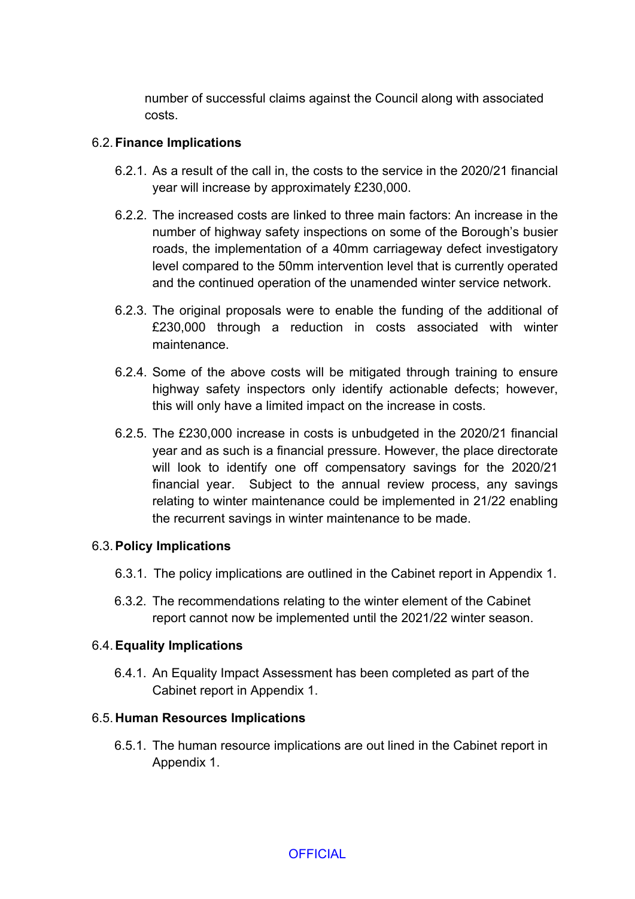number of successful claims against the Council along with associated costs.

6.2. **Finance Implications**

6.2.1. As a result of the call in, the costs to the service in the 2020/21 financial year will increase by approximately £230,000.

6.2.2. The increased costs are linked to three main factors: An increase in the number of highway safety inspections on some of the Borough's busier roads, the implementation of a 40mm carriageway defect investigatory level compared to the 50mm intervention level that is currently operated and the continued operation of the unamended winter service network.

6.2.3. The original proposals were to enable the funding of the additional of £230,000 through a reduction in costs associated with winter maintenance.

6.2.4. Some of the above costs will be mitigated through training to ensure highway safety inspectors only identify actionable defects; however, this will only have a limited impact on the increase in costs.

6.2.5. The £230,000 increase in costs is unbudgeted in the 2020/21 financial year and as such is a financial pressure. However, the place directorate will look to identify one off compensatory savings for the 2020/21 financial year. Subject to the annual review process, any savings relating to winter maintenance could be implemented in 21/22 enabling the recurrent savings in winter maintenance to be made.

6.3. **Policy Implications**

6.3.1. The policy implications are outlined in the Cabinet report in Appendix 1.

6.3.2. The recommendations relating to the winter element of the Cabinet report cannot now be implemented until the 2021/22 winter season.

6.4. **Equality Implications**

6.4.1. An Equality Impact Assessment has been completed as part of the Cabinet report in Appendix 1.

6.5. **Human Resources Implications**

6.5.1. The human resource implications are out lined in the Cabinet report in Appendix 1.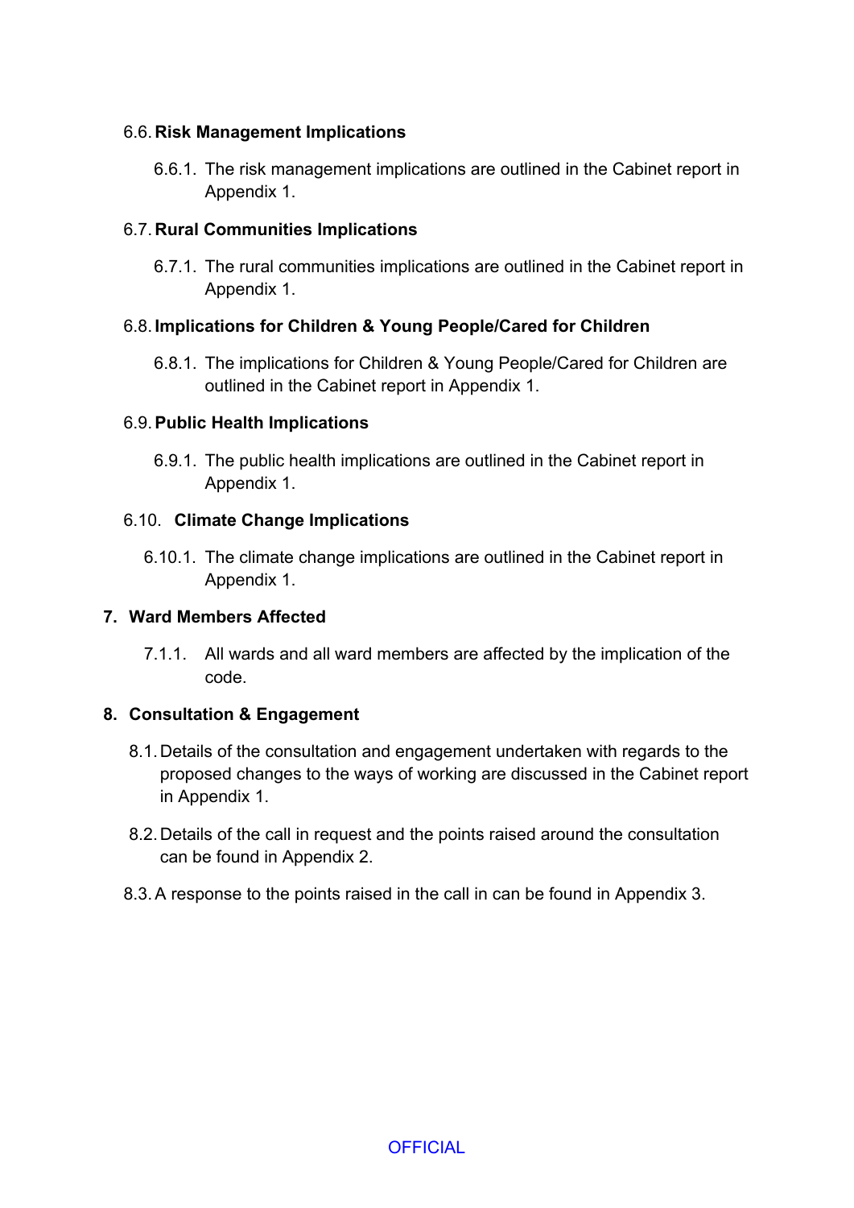### 6.6. Risk Management Implications

6.6.1. The risk management implications are outlined in the Cabinet report in Appendix 1.

### 6.7. Rural Communities Implications

6.7.1. The rural communities implications are outlined in the Cabinet report in Appendix 1.

### 6.8. Implications for Children & Young People/Cared for Children

6.8.1. The implications for Children & Young People/Cared for Children are outlined in the Cabinet report in Appendix 1.

### 6.9. Public Health Implications

6.9.1. The public health implications are outlined in the Cabinet report in Appendix 1.

### 6.10. Climate Change Implications

6.10.1. The climate change implications are outlined in the Cabinet report in Appendix 1.

## 7. Ward Members Affected

7.1.1. All wards and all ward members are affected by the implication of the code.

## 8. Consultation & Engagement

8.1. Details of the consultation and engagement undertaken with regards to the proposed changes to the ways of working are discussed in the Cabinet report in Appendix 1.

8.2. Details of the call in request and the points raised around the consultation can be found in Appendix 2.

8.3. A response to the points raised in the call in can be found in Appendix 3.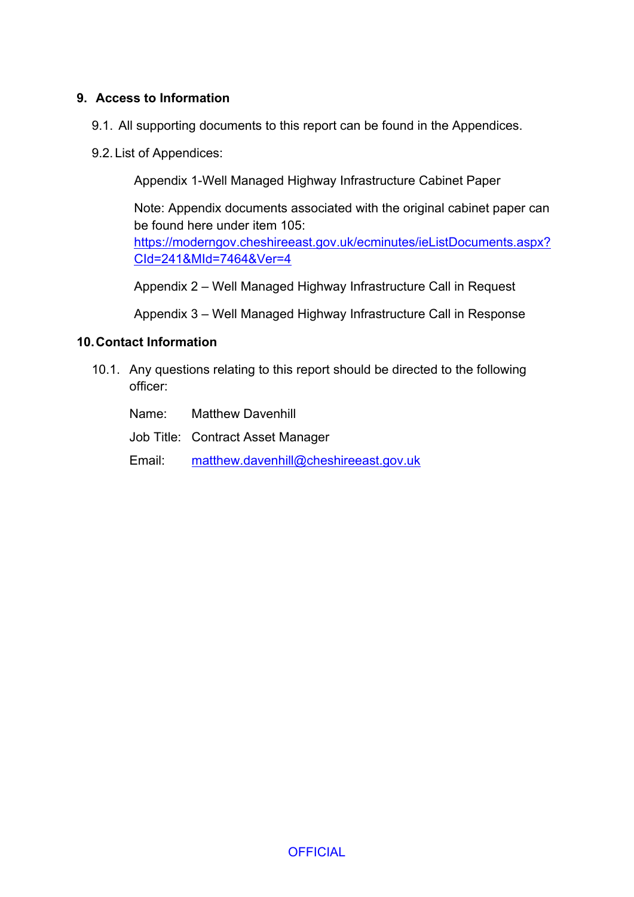## 9. Access to Information

9.1. All supporting documents to this report can be found in the Appendices.

9.2. List of Appendices:

Appendix 1-Well Managed Highway Infrastructure Cabinet Paper

Note: Appendix documents associated with the original cabinet paper can be found here under item 105: https://moderngov.cheshireeast.gov.uk/ecminutes/ieListDocuments.aspx?CId=241&MId=7464&Ver=4

Appendix 2 – Well Managed Highway Infrastructure Call in Request

Appendix 3 – Well Managed Highway Infrastructure Call in Response

## 10. Contact Information

10.1. Any questions relating to this report should be directed to the following officer:

Name: Matthew Davenhill

Job Title: Contract Asset Manager

Email: matthew.davenhill@cheshireeast.gov.uk

OFFICIAL